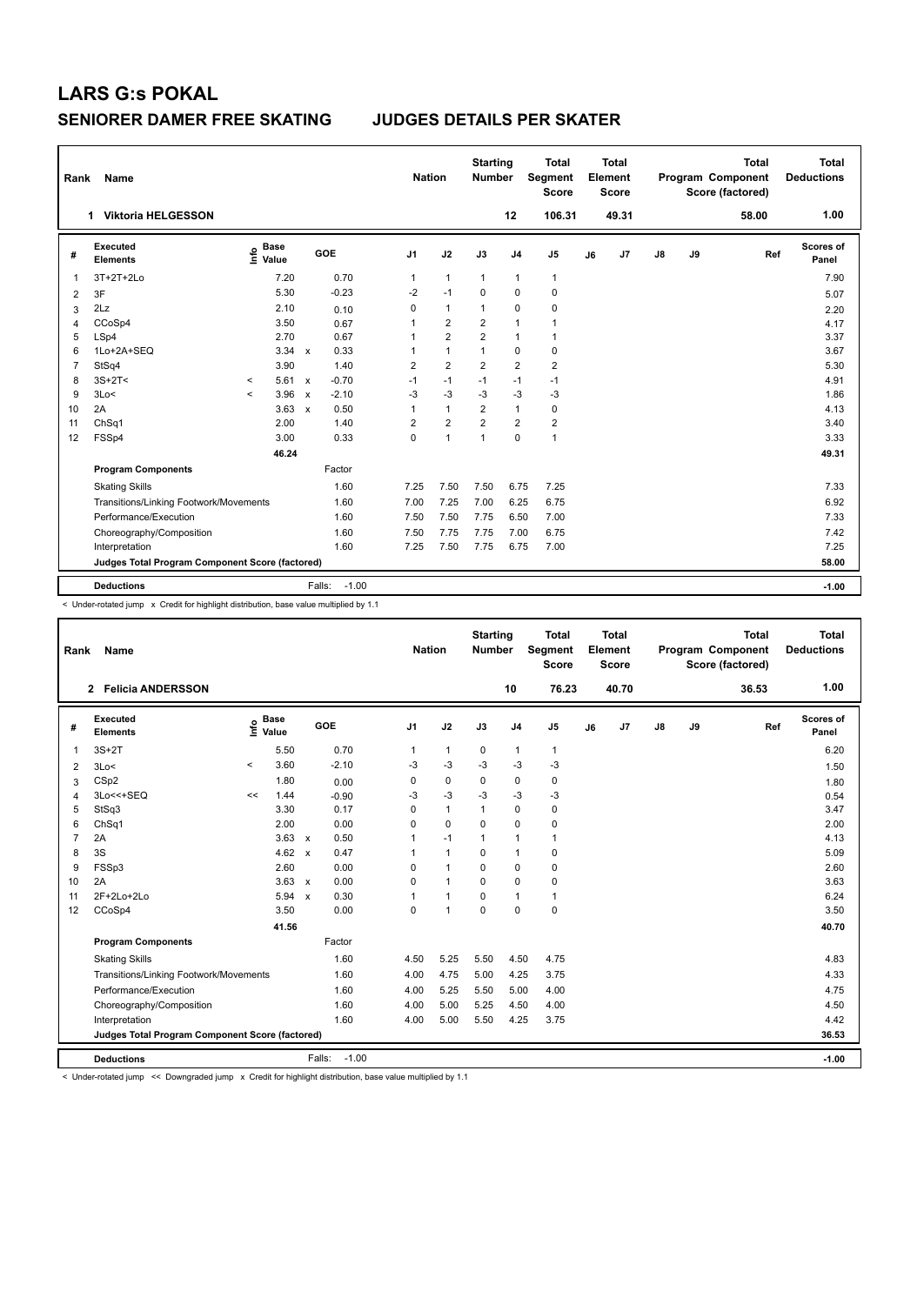# LARS G:s POKAL

## SENIORER DAMER FREE SKATING    JUDGES DETAILS PER SKATER

| Rank | Name | Nation | Starting Number | Total Segment Score | Total Element Score | Total Program Component Score (factored) | Total Deductions |
|---|---|---|---|---|---|---|---|
| 1 | Viktoria HELGESSON | | 12 | 106.31 | 49.31 | 58.00 | 1.00 |

| # | Executed Elements | Info | Base Value | | GOE | J1 | J2 | J3 | J4 | J5 | J6 | J7 | J8 | J9 | Ref | Scores of Panel |
|---|---|---|---|---|---|---|---|---|---|---|---|---|---|---|---|---|
| 1 | 3T+2T+2Lo | | 7.20 | | 0.70 | 1 | 1 | 1 | 1 | 1 | | | | | | 7.90 |
| 2 | 3F | | 5.30 | | -0.23 | -2 | -1 | 0 | 0 | 0 | | | | | | 5.07 |
| 3 | 2Lz | | 2.10 | | 0.10 | 0 | 1 | 1 | 0 | 0 | | | | | | 2.20 |
| 4 | CCoSp4 | | 3.50 | | 0.67 | 1 | 2 | 2 | 1 | 1 | | | | | | 4.17 |
| 5 | LSp4 | | 2.70 | | 0.67 | 1 | 2 | 2 | 1 | 1 | | | | | | 3.37 |
| 6 | 1Lo+2A+SEQ | | 3.34 | x | 0.33 | 1 | 1 | 1 | 0 | 0 | | | | | | 3.67 |
| 7 | StSq4 | | 3.90 | | 1.40 | 2 | 2 | 2 | 2 | 2 | | | | | | 5.30 |
| 8 | 3S+2T< | < | 5.61 | x | -0.70 | -1 | -1 | -1 | -1 | -1 | | | | | | 4.91 |
| 9 | 3Lo< | < | 3.96 | x | -2.10 | -3 | -3 | -3 | -3 | -3 | | | | | | 1.86 |
| 10 | 2A | | 3.63 | x | 0.50 | 1 | 1 | 2 | 1 | 0 | | | | | | 4.13 |
| 11 | ChSq1 | | 2.00 | | 1.40 | 2 | 2 | 2 | 2 | 2 | | | | | | 3.40 |
| 12 | FSSp4 | | 3.00 | | 0.33 | 0 | 1 | 1 | 0 | 1 | | | | | | 3.33 |
| | | | 46.24 | | | | | | | | | | | | | 49.31 |
| | **Program Components** | | | | Factor | | | | | | | | | | | |
| | Skating Skills | | | | 1.60 | 7.25 | 7.50 | 7.50 | 6.75 | 7.25 | | | | | | 7.33 |
| | Transitions/Linking Footwork/Movements | | | | 1.60 | 7.00 | 7.25 | 7.00 | 6.25 | 6.75 | | | | | | 6.92 |
| | Performance/Execution | | | | 1.60 | 7.50 | 7.50 | 7.75 | 6.50 | 7.00 | | | | | | 7.33 |
| | Choreography/Composition | | | | 1.60 | 7.50 | 7.75 | 7.75 | 7.00 | 6.75 | | | | | | 7.42 |
| | Interpretation | | | | 1.60 | 7.25 | 7.50 | 7.75 | 6.75 | 7.00 | | | | | | 7.25 |
| | **Judges Total Program Component Score (factored)** | | | | | | | | | | | | | | | 58.00 |
| | **Deductions** | | | | Falls: -1.00 | | | | | | | | | | | -1.00 |

< Under-rotated jump x Credit for highlight distribution, base value multiplied by 1.1

| Rank | Name | Nation | Starting Number | Total Segment Score | Total Element Score | Total Program Component Score (factored) | Total Deductions |
|---|---|---|---|---|---|---|---|
| 2 | Felicia ANDERSSON | | 10 | 76.23 | 40.70 | 36.53 | 1.00 |

| # | Executed Elements | Info | Base Value | | GOE | J1 | J2 | J3 | J4 | J5 | J6 | J7 | J8 | J9 | Ref | Scores of Panel |
|---|---|---|---|---|---|---|---|---|---|---|---|---|---|---|---|---|
| 1 | 3S+2T | | 5.50 | | 0.70 | 1 | 1 | 0 | 1 | 1 | | | | | | 6.20 |
| 2 | 3Lo< | < | 3.60 | | -2.10 | -3 | -3 | -3 | -3 | -3 | | | | | | 1.50 |
| 3 | CSp2 | | 1.80 | | 0.00 | 0 | 0 | 0 | 0 | 0 | | | | | | 1.80 |
| 4 | 3Lo<<+SEQ | << | 1.44 | | -0.90 | -3 | -3 | -3 | -3 | -3 | | | | | | 0.54 |
| 5 | StSq3 | | 3.30 | | 0.17 | 0 | 1 | 1 | 0 | 0 | | | | | | 3.47 |
| 6 | ChSq1 | | 2.00 | | 0.00 | 0 | 0 | 0 | 0 | 0 | | | | | | 2.00 |
| 7 | 2A | | 3.63 | x | 0.50 | 1 | -1 | 1 | 1 | 1 | | | | | | 4.13 |
| 8 | 3S | | 4.62 | x | 0.47 | 1 | 1 | 0 | 1 | 0 | | | | | | 5.09 |
| 9 | FSSp3 | | 2.60 | | 0.00 | 0 | 1 | 0 | 0 | 0 | | | | | | 2.60 |
| 10 | 2A | | 3.63 | x | 0.00 | 0 | 1 | 0 | 0 | 0 | | | | | | 3.63 |
| 11 | 2F+2Lo+2Lo | | 5.94 | x | 0.30 | 1 | 1 | 0 | 1 | 1 | | | | | | 6.24 |
| 12 | CCoSp4 | | 3.50 | | 0.00 | 0 | 1 | 0 | 0 | 0 | | | | | | 3.50 |
| | | | 41.56 | | | | | | | | | | | | | 40.70 |
| | **Program Components** | | | | Factor | | | | | | | | | | | |
| | Skating Skills | | | | 1.60 | 4.50 | 5.25 | 5.50 | 4.50 | 4.75 | | | | | | 4.83 |
| | Transitions/Linking Footwork/Movements | | | | 1.60 | 4.00 | 4.75 | 5.00 | 4.25 | 3.75 | | | | | | 4.33 |
| | Performance/Execution | | | | 1.60 | 4.00 | 5.25 | 5.50 | 5.00 | 4.00 | | | | | | 4.75 |
| | Choreography/Composition | | | | 1.60 | 4.00 | 5.00 | 5.25 | 4.50 | 4.00 | | | | | | 4.50 |
| | Interpretation | | | | 1.60 | 4.00 | 5.00 | 5.50 | 4.25 | 3.75 | | | | | | 4.42 |
| | **Judges Total Program Component Score (factored)** | | | | | | | | | | | | | | | 36.53 |
| | **Deductions** | | | | Falls: -1.00 | | | | | | | | | | | -1.00 |

< Under-rotated jump << Downgraded jump x Credit for highlight distribution, base value multiplied by 1.1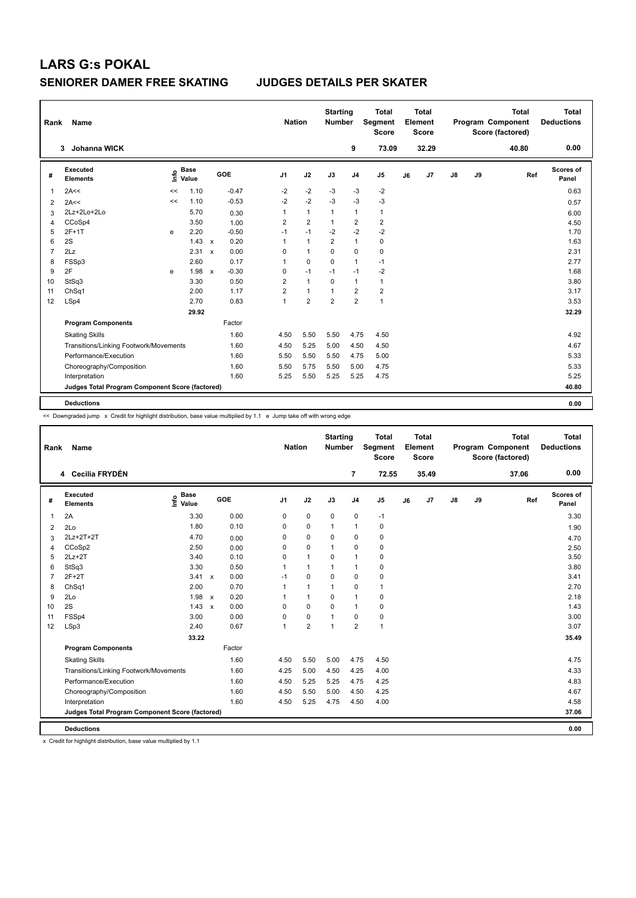# LARS G:s POKAL

## SENIORER DAMER FREE SKATING JUDGES DETAILS PER SKATER

| Rank | Name | Nation | Starting Number | Total Segment Score | Total Element Score | Total Program Component Score (factored) | Total Deductions |
|---|---|---|---|---|---|---|---|
| 3 | Johanna WICK | | 9 | 73.09 | 32.29 | 40.80 | 0.00 |

| # | Executed Elements | Info | Base Value | | GOE | J1 | J2 | J3 | J4 | J5 | J6 | J7 | J8 | J9 | Ref | Scores of Panel |
|---|---|---|---|---|---|---|---|---|---|---|---|---|---|---|---|---|
| 1 | 2A<< | << | 1.10 | | -0.47 | -2 | -2 | -3 | -3 | -2 | | | | | | 0.63 |
| 2 | 2A<< | << | 1.10 | | -0.53 | -2 | -2 | -3 | -3 | -3 | | | | | | 0.57 |
| 3 | 2Lz+2Lo+2Lo | | 5.70 | | 0.30 | 1 | 1 | 1 | 1 | 1 | | | | | | 6.00 |
| 4 | CCoSp4 | | 3.50 | | 1.00 | 2 | 2 | 1 | 2 | 2 | | | | | | 4.50 |
| 5 | 2F+1T | e | 2.20 | | -0.50 | -1 | -1 | -2 | -2 | -2 | | | | | | 1.70 |
| 6 | 2S | | 1.43 | x | 0.20 | 1 | 1 | 2 | 1 | 0 | | | | | | 1.63 |
| 7 | 2Lz | | 2.31 | x | 0.00 | 0 | 1 | 0 | 0 | 0 | | | | | | 2.31 |
| 8 | FSSp3 | | 2.60 | | 0.17 | 1 | 0 | 0 | 1 | -1 | | | | | | 2.77 |
| 9 | 2F | e | 1.98 | x | -0.30 | 0 | -1 | -1 | -1 | -2 | | | | | | 1.68 |
| 10 | StSq3 | | 3.30 | | 0.50 | 2 | 1 | 0 | 1 | 1 | | | | | | 3.80 |
| 11 | ChSq1 | | 2.00 | | 1.17 | 2 | 1 | 1 | 2 | 2 | | | | | | 3.17 |
| 12 | LSp4 | | 2.70 | | 0.83 | 1 | 2 | 2 | 2 | 1 | | | | | | 3.53 |
| | | | 29.92 | | | | | | | | | | | | | 32.29 |
| | **Program Components** | | | | Factor | | | | | | | | | | | |
| | Skating Skills | | | | 1.60 | 4.50 | 5.50 | 5.50 | 4.75 | 4.50 | | | | | | 4.92 |
| | Transitions/Linking Footwork/Movements | | | | 1.60 | 4.50 | 5.25 | 5.00 | 4.50 | 4.50 | | | | | | 4.67 |
| | Performance/Execution | | | | 1.60 | 5.50 | 5.50 | 5.50 | 4.75 | 5.00 | | | | | | 5.33 |
| | Choreography/Composition | | | | 1.60 | 5.50 | 5.75 | 5.50 | 5.00 | 4.75 | | | | | | 5.33 |
| | Interpretation | | | | 1.60 | 5.25 | 5.50 | 5.25 | 5.25 | 4.75 | | | | | | 5.25 |
| | **Judges Total Program Component Score (factored)** | | | | | | | | | | | | | | | 40.80 |
| | **Deductions** | | | | | | | | | | | | | | | 0.00 |

<< Downgraded jump x Credit for highlight distribution, base value multiplied by 1.1 e Jump take off with wrong edge

| Rank | Name | Nation | Starting Number | Total Segment Score | Total Element Score | Total Program Component Score (factored) | Total Deductions |
|---|---|---|---|---|---|---|---|
| 4 | Cecilia FRYDÉN | | 7 | 72.55 | 35.49 | 37.06 | 0.00 |

| # | Executed Elements | Info | Base Value | | GOE | J1 | J2 | J3 | J4 | J5 | J6 | J7 | J8 | J9 | Ref | Scores of Panel |
|---|---|---|---|---|---|---|---|---|---|---|---|---|---|---|---|---|
| 1 | 2A | | 3.30 | | 0.00 | 0 | 0 | 0 | 0 | -1 | | | | | | 3.30 |
| 2 | 2Lo | | 1.80 | | 0.10 | 0 | 0 | 1 | 1 | 0 | | | | | | 1.90 |
| 3 | 2Lz+2T+2T | | 4.70 | | 0.00 | 0 | 0 | 0 | 0 | 0 | | | | | | 4.70 |
| 4 | CCoSp2 | | 2.50 | | 0.00 | 0 | 0 | 1 | 0 | 0 | | | | | | 2.50 |
| 5 | 2Lz+2T | | 3.40 | | 0.10 | 0 | 1 | 0 | 1 | 0 | | | | | | 3.50 |
| 6 | StSq3 | | 3.30 | | 0.50 | 1 | 1 | 1 | 1 | 0 | | | | | | 3.80 |
| 7 | 2F+2T | | 3.41 | x | 0.00 | -1 | 0 | 0 | 0 | 0 | | | | | | 3.41 |
| 8 | ChSq1 | | 2.00 | | 0.70 | 1 | 1 | 1 | 0 | 1 | | | | | | 2.70 |
| 9 | 2Lo | | 1.98 | x | 0.20 | 1 | 1 | 0 | 1 | 0 | | | | | | 2.18 |
| 10 | 2S | | 1.43 | x | 0.00 | 0 | 0 | 0 | 1 | 0 | | | | | | 1.43 |
| 11 | FSSp4 | | 3.00 | | 0.00 | 0 | 0 | 1 | 0 | 0 | | | | | | 3.00 |
| 12 | LSp3 | | 2.40 | | 0.67 | 1 | 2 | 1 | 2 | 1 | | | | | | 3.07 |
| | | | 33.22 | | | | | | | | | | | | | 35.49 |
| | **Program Components** | | | | Factor | | | | | | | | | | | |
| | Skating Skills | | | | 1.60 | 4.50 | 5.50 | 5.00 | 4.75 | 4.50 | | | | | | 4.75 |
| | Transitions/Linking Footwork/Movements | | | | 1.60 | 4.25 | 5.00 | 4.50 | 4.25 | 4.00 | | | | | | 4.33 |
| | Performance/Execution | | | | 1.60 | 4.50 | 5.25 | 5.25 | 4.75 | 4.25 | | | | | | 4.83 |
| | Choreography/Composition | | | | 1.60 | 4.50 | 5.50 | 5.00 | 4.50 | 4.25 | | | | | | 4.67 |
| | Interpretation | | | | 1.60 | 4.50 | 5.25 | 4.75 | 4.50 | 4.00 | | | | | | 4.58 |
| | **Judges Total Program Component Score (factored)** | | | | | | | | | | | | | | | 37.06 |
| | **Deductions** | | | | | | | | | | | | | | | 0.00 |

x Credit for highlight distribution, base value multiplied by 1.1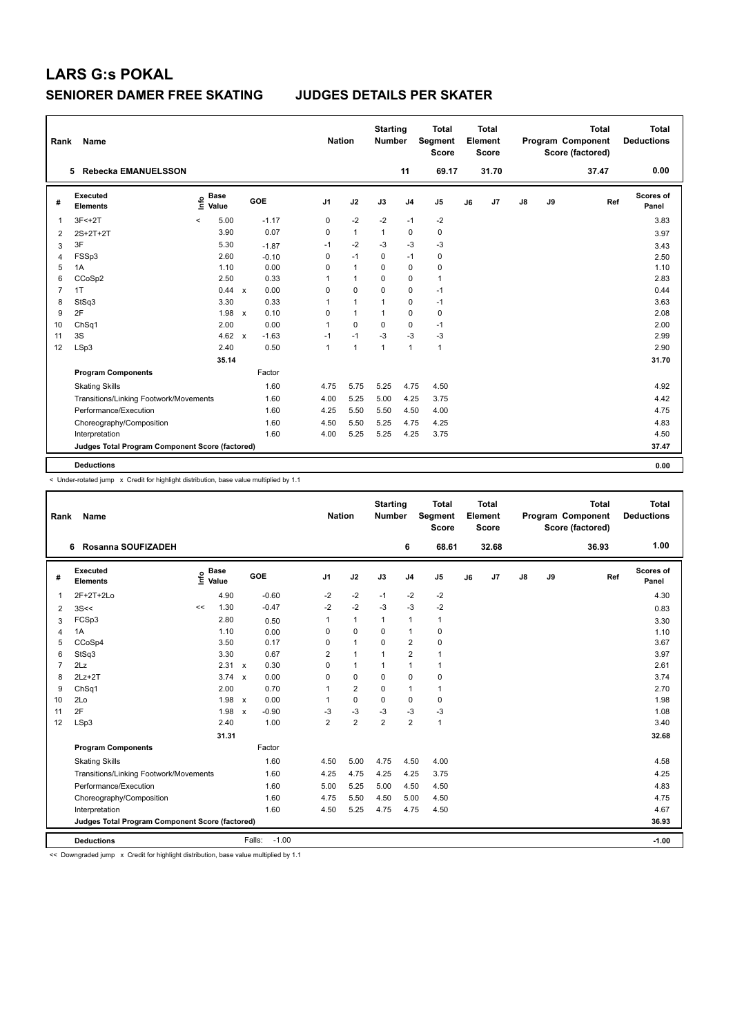# LARS G:s POKAL

## SENIORER DAMER FREE SKATING JUDGES DETAILS PER SKATER

| Rank | Name | Nation | Starting Number | Total Segment Score | Total Element Score | Total Program Component Score (factored) | Total Deductions |
|---|---|---|---|---|---|---|---|
| 5 | Rebecka EMANUELSSON | | 11 | 69.17 | 31.70 | 37.47 | 0.00 |

| # | Executed Elements | Info | Base Value | | GOE | J1 | J2 | J3 | J4 | J5 | J6 | J7 | J8 | J9 | Ref | Scores of Panel |
|---|---|---|---|---|---|---|---|---|---|---|---|---|---|---|---|---|
| 1 | 3F<+2T | < | 5.00 | | -1.17 | 0 | -2 | -2 | -1 | -2 | | | | | | 3.83 |
| 2 | 2S+2T+2T | | 3.90 | | 0.07 | 0 | 1 | 1 | 0 | 0 | | | | | | 3.97 |
| 3 | 3F | | 5.30 | | -1.87 | -1 | -2 | -3 | -3 | -3 | | | | | | 3.43 |
| 4 | FSSp3 | | 2.60 | | -0.10 | 0 | -1 | 0 | -1 | 0 | | | | | | 2.50 |
| 5 | 1A | | 1.10 | | 0.00 | 0 | 1 | 0 | 0 | 0 | | | | | | 1.10 |
| 6 | CCoSp2 | | 2.50 | | 0.33 | 1 | 1 | 0 | 0 | 1 | | | | | | 2.83 |
| 7 | 1T | | 0.44 | x | 0.00 | 0 | 0 | 0 | 0 | -1 | | | | | | 0.44 |
| 8 | StSq3 | | 3.30 | | 0.33 | 1 | 1 | 1 | 0 | -1 | | | | | | 3.63 |
| 9 | 2F | | 1.98 | x | 0.10 | 0 | 1 | 1 | 0 | 0 | | | | | | 2.08 |
| 10 | ChSq1 | | 2.00 | | 0.00 | 1 | 0 | 0 | 0 | -1 | | | | | | 2.00 |
| 11 | 3S | | 4.62 | x | -1.63 | -1 | -1 | -3 | -3 | -3 | | | | | | 2.99 |
| 12 | LSp3 | | 2.40 | | 0.50 | 1 | 1 | 1 | 1 | 1 | | | | | | 2.90 |
| | | | 35.14 | | | | | | | | | | | | | 31.70 |

| Program Components | Factor | J1 | J2 | J3 | J4 | J5 | J6 | J7 | J8 | J9 | Scores of Panel |
|---|---|---|---|---|---|---|---|---|---|---|---|
| Skating Skills | 1.60 | 4.75 | 5.75 | 5.25 | 4.75 | 4.50 | | | | | 4.92 |
| Transitions/Linking Footwork/Movements | 1.60 | 4.00 | 5.25 | 5.00 | 4.25 | 3.75 | | | | | 4.42 |
| Performance/Execution | 1.60 | 4.25 | 5.50 | 5.50 | 4.50 | 4.00 | | | | | 4.75 |
| Choreography/Composition | 1.60 | 4.50 | 5.50 | 5.25 | 4.75 | 4.25 | | | | | 4.83 |
| Interpretation | 1.60 | 4.00 | 5.25 | 5.25 | 4.25 | 3.75 | | | | | 4.50 |
| Judges Total Program Component Score (factored) | | | | | | | | | | | 37.47 |

**Deductions** 0.00

< Under-rotated jump x Credit for highlight distribution, base value multiplied by 1.1

| Rank | Name | Nation | Starting Number | Total Segment Score | Total Element Score | Total Program Component Score (factored) | Total Deductions |
|---|---|---|---|---|---|---|---|
| 6 | Rosanna SOUFIZADEH | | 6 | 68.61 | 32.68 | 36.93 | 1.00 |

| # | Executed Elements | Info | Base Value | | GOE | J1 | J2 | J3 | J4 | J5 | J6 | J7 | J8 | J9 | Ref | Scores of Panel |
|---|---|---|---|---|---|---|---|---|---|---|---|---|---|---|---|---|
| 1 | 2F+2T+2Lo | | 4.90 | | -0.60 | -2 | -2 | -1 | -2 | -2 | | | | | | 4.30 |
| 2 | 3S<< | << | 1.30 | | -0.47 | -2 | -2 | -3 | -3 | -2 | | | | | | 0.83 |
| 3 | FCSp3 | | 2.80 | | 0.50 | 1 | 1 | 1 | 1 | 1 | | | | | | 3.30 |
| 4 | 1A | | 1.10 | | 0.00 | 0 | 0 | 0 | 1 | 0 | | | | | | 1.10 |
| 5 | CCoSp4 | | 3.50 | | 0.17 | 0 | 1 | 0 | 2 | 0 | | | | | | 3.67 |
| 6 | StSq3 | | 3.30 | | 0.67 | 2 | 1 | 1 | 2 | 1 | | | | | | 3.97 |
| 7 | 2Lz | | 2.31 | x | 0.30 | 0 | 1 | 1 | 1 | 1 | | | | | | 2.61 |
| 8 | 2Lz+2T | | 3.74 | x | 0.00 | 0 | 0 | 0 | 0 | 0 | | | | | | 3.74 |
| 9 | ChSq1 | | 2.00 | | 0.70 | 1 | 2 | 0 | 1 | 1 | | | | | | 2.70 |
| 10 | 2Lo | | 1.98 | x | 0.00 | 1 | 0 | 0 | 0 | 0 | | | | | | 1.98 |
| 11 | 2F | | 1.98 | x | -0.90 | -3 | -3 | -3 | -3 | -3 | | | | | | 1.08 |
| 12 | LSp3 | | 2.40 | | 1.00 | 2 | 2 | 2 | 2 | 1 | | | | | | 3.40 |
| | | | 31.31 | | | | | | | | | | | | | 32.68 |

| Program Components | Factor | J1 | J2 | J3 | J4 | J5 | J6 | J7 | J8 | J9 | Scores of Panel |
|---|---|---|---|---|---|---|---|---|---|---|---|
| Skating Skills | 1.60 | 4.50 | 5.00 | 4.75 | 4.50 | 4.00 | | | | | 4.58 |
| Transitions/Linking Footwork/Movements | 1.60 | 4.25 | 4.75 | 4.25 | 4.25 | 3.75 | | | | | 4.25 |
| Performance/Execution | 1.60 | 5.00 | 5.25 | 5.00 | 4.50 | 4.50 | | | | | 4.83 |
| Choreography/Composition | 1.60 | 4.75 | 5.50 | 4.50 | 5.00 | 4.50 | | | | | 4.75 |
| Interpretation | 1.60 | 4.50 | 5.25 | 4.75 | 4.75 | 4.50 | | | | | 4.67 |
| Judges Total Program Component Score (factored) | | | | | | | | | | | 36.93 |

**Deductions** Falls: -1.00 -1.00

<< Downgraded jump x Credit for highlight distribution, base value multiplied by 1.1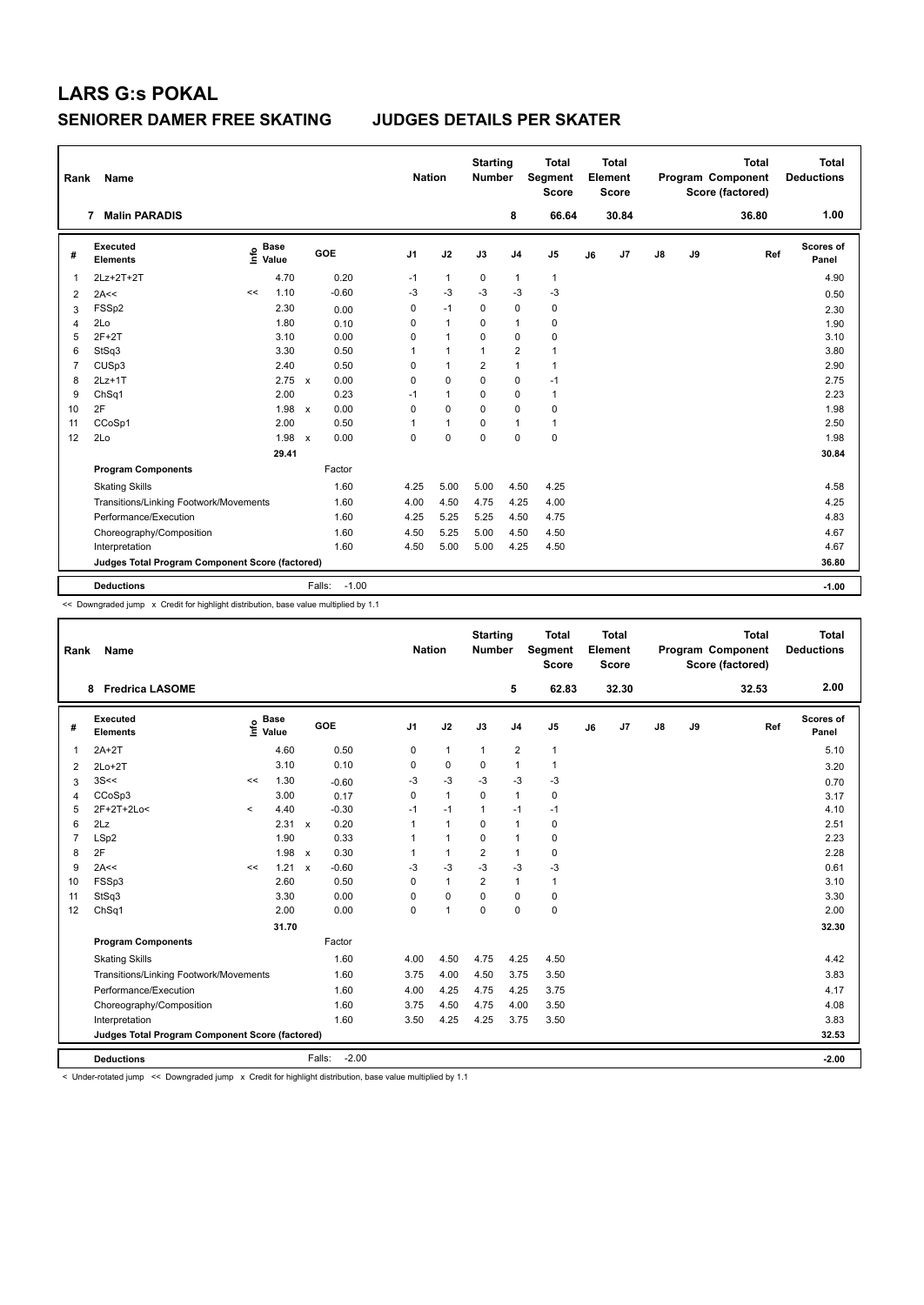# LARS G:s POKAL

## SENIORER DAMER FREE SKATING JUDGES DETAILS PER SKATER

| Rank | Name | Nation | Starting Number | Total Segment Score | Total Element Score | Total Program Component Score (factored) | Total Deductions |
|---|---|---|---|---|---|---|---|
| 7 | Malin PARADIS | | 8 | 66.64 | 30.84 | 36.80 | 1.00 |

| # | Executed Elements | Info | Base Value | | GOE | J1 | J2 | J3 | J4 | J5 | J6 | J7 | J8 | J9 | Ref | Scores of Panel |
|---|---|---|---|---|---|---|---|---|---|---|---|---|---|---|---|---|
| 1 | 2Lz+2T+2T | | 4.70 | | 0.20 | -1 | 1 | 0 | 1 | 1 | | | | | | 4.90 |
| 2 | 2A<< | << | 1.10 | | -0.60 | -3 | -3 | -3 | -3 | -3 | | | | | | 0.50 |
| 3 | FSSp2 | | 2.30 | | 0.00 | 0 | -1 | 0 | 0 | 0 | | | | | | 2.30 |
| 4 | 2Lo | | 1.80 | | 0.10 | 0 | 1 | 0 | 1 | 0 | | | | | | 1.90 |
| 5 | 2F+2T | | 3.10 | | 0.00 | 0 | 1 | 0 | 0 | 0 | | | | | | 3.10 |
| 6 | StSq3 | | 3.30 | | 0.50 | 1 | 1 | 1 | 2 | 1 | | | | | | 3.80 |
| 7 | CUSp3 | | 2.40 | | 0.50 | 0 | 1 | 2 | 1 | 1 | | | | | | 2.90 |
| 8 | 2Lz+1T | | 2.75 | x | 0.00 | 0 | 0 | 0 | 0 | -1 | | | | | | 2.75 |
| 9 | ChSq1 | | 2.00 | | 0.23 | -1 | 1 | 0 | 0 | 1 | | | | | | 2.23 |
| 10 | 2F | | 1.98 | x | 0.00 | 0 | 0 | 0 | 0 | 0 | | | | | | 1.98 |
| 11 | CCoSp1 | | 2.00 | | 0.50 | 1 | 1 | 0 | 1 | 1 | | | | | | 2.50 |
| 12 | 2Lo | | 1.98 | x | 0.00 | 0 | 0 | 0 | 0 | 0 | | | | | | 1.98 |
| | | | 29.41 | | | | | | | | | | | | | 30.84 |
| | **Program Components** | | | | Factor | | | | | | | | | | | |
| | Skating Skills | | | | 1.60 | 4.25 | 5.00 | 5.00 | 4.50 | 4.25 | | | | | | 4.58 |
| | Transitions/Linking Footwork/Movements | | | | 1.60 | 4.00 | 4.50 | 4.75 | 4.25 | 4.00 | | | | | | 4.25 |
| | Performance/Execution | | | | 1.60 | 4.25 | 5.25 | 5.25 | 4.50 | 4.75 | | | | | | 4.83 |
| | Choreography/Composition | | | | 1.60 | 4.50 | 5.25 | 5.00 | 4.50 | 4.50 | | | | | | 4.67 |
| | Interpretation | | | | 1.60 | 4.50 | 5.00 | 5.00 | 4.25 | 4.50 | | | | | | 4.67 |
| | **Judges Total Program Component Score (factored)** | | | | | | | | | | | | | | | 36.80 |
| | **Deductions** | | | | Falls: -1.00 | | | | | | | | | | | -1.00 |

<< Downgraded jump x Credit for highlight distribution, base value multiplied by 1.1

| Rank | Name | Nation | Starting Number | Total Segment Score | Total Element Score | Total Program Component Score (factored) | Total Deductions |
|---|---|---|---|---|---|---|---|
| 8 | Fredrica LASOME | | 5 | 62.83 | 32.30 | 32.53 | 2.00 |

| # | Executed Elements | Info | Base Value | | GOE | J1 | J2 | J3 | J4 | J5 | J6 | J7 | J8 | J9 | Ref | Scores of Panel |
|---|---|---|---|---|---|---|---|---|---|---|---|---|---|---|---|---|
| 1 | 2A+2T | | 4.60 | | 0.50 | 0 | 1 | 1 | 2 | 1 | | | | | | 5.10 |
| 2 | 2Lo+2T | | 3.10 | | 0.10 | 0 | 0 | 0 | 1 | 1 | | | | | | 3.20 |
| 3 | 3S<< | << | 1.30 | | -0.60 | -3 | -3 | -3 | -3 | -3 | | | | | | 0.70 |
| 4 | CCoSp3 | | 3.00 | | 0.17 | 0 | 1 | 0 | 1 | 0 | | | | | | 3.17 |
| 5 | 2F+2T+2Lo< | < | 4.40 | | -0.30 | -1 | -1 | 1 | -1 | -1 | | | | | | 4.10 |
| 6 | 2Lz | | 2.31 | x | 0.20 | 1 | 1 | 0 | 1 | 0 | | | | | | 2.51 |
| 7 | LSp2 | | 1.90 | | 0.33 | 1 | 1 | 0 | 1 | 0 | | | | | | 2.23 |
| 8 | 2F | | 1.98 | x | 0.30 | 1 | 1 | 2 | 1 | 0 | | | | | | 2.28 |
| 9 | 2A<< | << | 1.21 | x | -0.60 | -3 | -3 | -3 | -3 | -3 | | | | | | 0.61 |
| 10 | FSSp3 | | 2.60 | | 0.50 | 0 | 1 | 2 | 1 | 1 | | | | | | 3.10 |
| 11 | StSq3 | | 3.30 | | 0.00 | 0 | 0 | 0 | 0 | 0 | | | | | | 3.30 |
| 12 | ChSq1 | | 2.00 | | 0.00 | 0 | 1 | 0 | 0 | 0 | | | | | | 2.00 |
| | | | 31.70 | | | | | | | | | | | | | 32.30 |
| | **Program Components** | | | | Factor | | | | | | | | | | | |
| | Skating Skills | | | | 1.60 | 4.00 | 4.50 | 4.75 | 4.25 | 4.50 | | | | | | 4.42 |
| | Transitions/Linking Footwork/Movements | | | | 1.60 | 3.75 | 4.00 | 4.50 | 3.75 | 3.50 | | | | | | 3.83 |
| | Performance/Execution | | | | 1.60 | 4.00 | 4.25 | 4.75 | 4.25 | 3.75 | | | | | | 4.17 |
| | Choreography/Composition | | | | 1.60 | 3.75 | 4.50 | 4.75 | 4.00 | 3.50 | | | | | | 4.08 |
| | Interpretation | | | | 1.60 | 3.50 | 4.25 | 4.25 | 3.75 | 3.50 | | | | | | 3.83 |
| | **Judges Total Program Component Score (factored)** | | | | | | | | | | | | | | | 32.53 |
| | **Deductions** | | | | Falls: -2.00 | | | | | | | | | | | -2.00 |

< Under-rotated jump << Downgraded jump x Credit for highlight distribution, base value multiplied by 1.1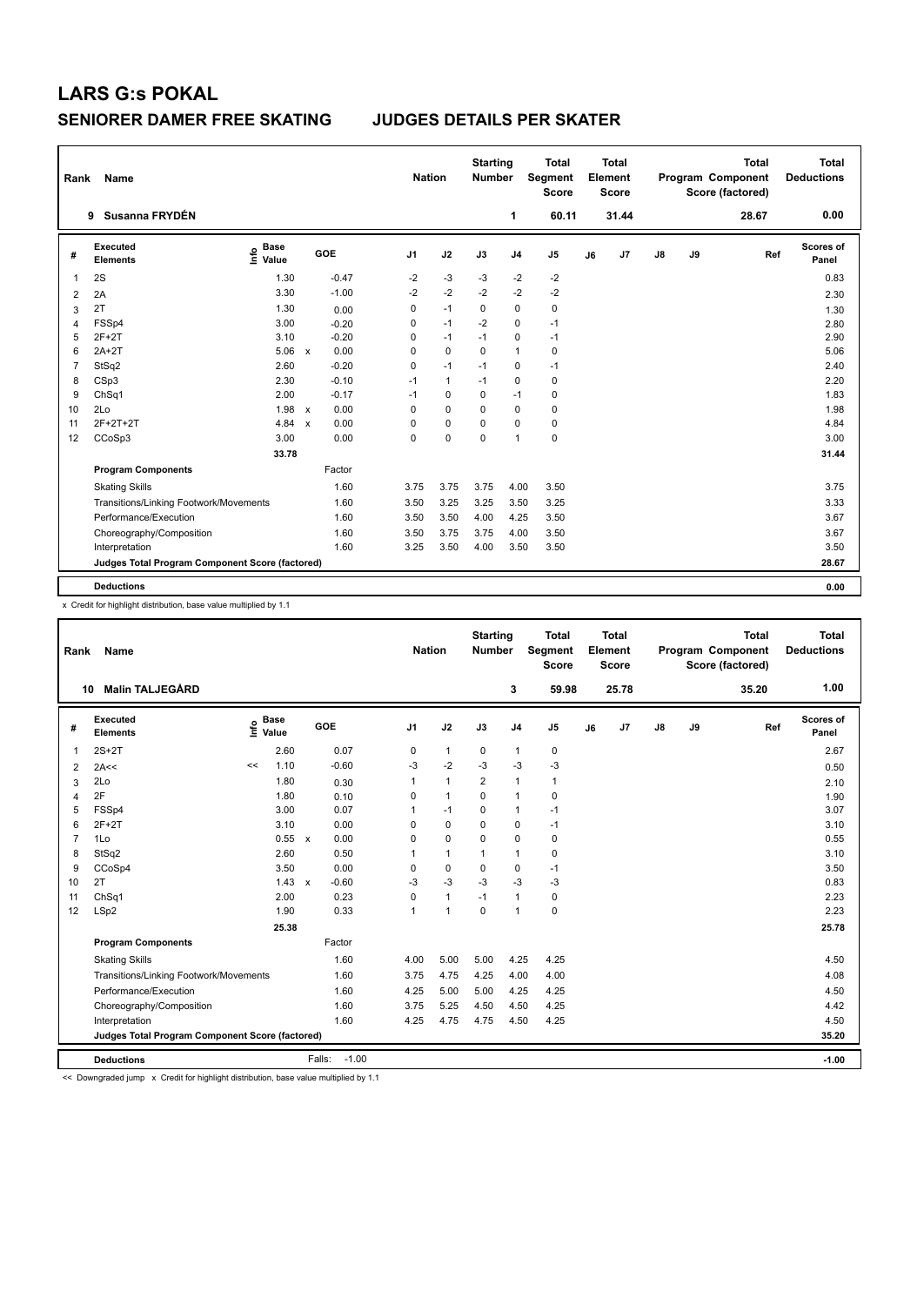# LARS G:s POKAL

## SENIORER DAMER FREE SKATING JUDGES DETAILS PER SKATER

| Rank | Name | Nation | Starting Number | Total Segment Score | Total Element Score | Total Program Component Score (factored) | Total Deductions |
|---|---|---|---|---|---|---|---|
| 9 | Susanna FRYDÉN | | 1 | 60.11 | 31.44 | 28.67 | 0.00 |

| # | Executed Elements | Info | Base Value | | GOE | J1 | J2 | J3 | J4 | J5 | J6 | J7 | J8 | J9 | Ref | Scores of Panel |
|---|---|---|---|---|---|---|---|---|---|---|---|---|---|---|---|---|
| 1 | 2S | | 1.30 | | -0.47 | -2 | -3 | -3 | -2 | -2 | | | | | | 0.83 |
| 2 | 2A | | 3.30 | | -1.00 | -2 | -2 | -2 | -2 | -2 | | | | | | 2.30 |
| 3 | 2T | | 1.30 | | 0.00 | 0 | -1 | 0 | 0 | 0 | | | | | | 1.30 |
| 4 | FSSp4 | | 3.00 | | -0.20 | 0 | -1 | -2 | 0 | -1 | | | | | | 2.80 |
| 5 | 2F+2T | | 3.10 | | -0.20 | 0 | -1 | -1 | 0 | -1 | | | | | | 2.90 |
| 6 | 2A+2T | | 5.06 | x | 0.00 | 0 | 0 | 0 | 1 | 0 | | | | | | 5.06 |
| 7 | StSq2 | | 2.60 | | -0.20 | 0 | -1 | -1 | 0 | -1 | | | | | | 2.40 |
| 8 | CSp3 | | 2.30 | | -0.10 | -1 | 1 | -1 | 0 | 0 | | | | | | 2.20 |
| 9 | ChSq1 | | 2.00 | | -0.17 | -1 | 0 | 0 | -1 | 0 | | | | | | 1.83 |
| 10 | 2Lo | | 1.98 | x | 0.00 | 0 | 0 | 0 | 0 | 0 | | | | | | 1.98 |
| 11 | 2F+2T+2T | | 4.84 | x | 0.00 | 0 | 0 | 0 | 0 | 0 | | | | | | 4.84 |
| 12 | CCoSp3 | | 3.00 | | 0.00 | 0 | 0 | 0 | 1 | 0 | | | | | | 3.00 |
| | | | 33.78 | | | | | | | | | | | | | 31.44 |
| | **Program Components** | | | | Factor | | | | | | | | | | | |
| | Skating Skills | | | | 1.60 | 3.75 | 3.75 | 3.75 | 4.00 | 3.50 | | | | | | 3.75 |
| | Transitions/Linking Footwork/Movements | | | | 1.60 | 3.50 | 3.25 | 3.25 | 3.50 | 3.25 | | | | | | 3.33 |
| | Performance/Execution | | | | 1.60 | 3.50 | 3.50 | 4.00 | 4.25 | 3.50 | | | | | | 3.67 |
| | Choreography/Composition | | | | 1.60 | 3.50 | 3.75 | 3.75 | 4.00 | 3.50 | | | | | | 3.67 |
| | Interpretation | | | | 1.60 | 3.25 | 3.50 | 4.00 | 3.50 | 3.50 | | | | | | 3.50 |
| | **Judges Total Program Component Score (factored)** | | | | | | | | | | | | | | | 28.67 |
| | **Deductions** | | | | | | | | | | | | | | | 0.00 |

x Credit for highlight distribution, base value multiplied by 1.1

| Rank | Name | Nation | Starting Number | Total Segment Score | Total Element Score | Total Program Component Score (factored) | Total Deductions |
|---|---|---|---|---|---|---|---|
| 10 | Malin TALJEGÅRD | | 3 | 59.98 | 25.78 | 35.20 | 1.00 |

| # | Executed Elements | Info | Base Value | | GOE | J1 | J2 | J3 | J4 | J5 | J6 | J7 | J8 | J9 | Ref | Scores of Panel |
|---|---|---|---|---|---|---|---|---|---|---|---|---|---|---|---|---|
| 1 | 2S+2T | | 2.60 | | 0.07 | 0 | 1 | 0 | 1 | 0 | | | | | | 2.67 |
| 2 | 2A<< | << | 1.10 | | -0.60 | -3 | -2 | -3 | -3 | -3 | | | | | | 0.50 |
| 3 | 2Lo | | 1.80 | | 0.30 | 1 | 1 | 2 | 1 | 1 | | | | | | 2.10 |
| 4 | 2F | | 1.80 | | 0.10 | 0 | 1 | 0 | 1 | 0 | | | | | | 1.90 |
| 5 | FSSp4 | | 3.00 | | 0.07 | 1 | -1 | 0 | 1 | -1 | | | | | | 3.07 |
| 6 | 2F+2T | | 3.10 | | 0.00 | 0 | 0 | 0 | 0 | -1 | | | | | | 3.10 |
| 7 | 1Lo | | 0.55 | x | 0.00 | 0 | 0 | 0 | 0 | 0 | | | | | | 0.55 |
| 8 | StSq2 | | 2.60 | | 0.50 | 1 | 1 | 1 | 1 | 0 | | | | | | 3.10 |
| 9 | CCoSp4 | | 3.50 | | 0.00 | 0 | 0 | 0 | 0 | -1 | | | | | | 3.50 |
| 10 | 2T | | 1.43 | x | -0.60 | -3 | -3 | -3 | -3 | -3 | | | | | | 0.83 |
| 11 | ChSq1 | | 2.00 | | 0.23 | 0 | 1 | -1 | 1 | 0 | | | | | | 2.23 |
| 12 | LSp2 | | 1.90 | | 0.33 | 1 | 1 | 0 | 1 | 0 | | | | | | 2.23 |
| | | | 25.38 | | | | | | | | | | | | | 25.78 |
| | **Program Components** | | | | Factor | | | | | | | | | | | |
| | Skating Skills | | | | 1.60 | 4.00 | 5.00 | 5.00 | 4.25 | 4.25 | | | | | | 4.50 |
| | Transitions/Linking Footwork/Movements | | | | 1.60 | 3.75 | 4.75 | 4.25 | 4.00 | 4.00 | | | | | | 4.08 |
| | Performance/Execution | | | | 1.60 | 4.25 | 5.00 | 5.00 | 4.25 | 4.25 | | | | | | 4.50 |
| | Choreography/Composition | | | | 1.60 | 3.75 | 5.25 | 4.50 | 4.50 | 4.25 | | | | | | 4.42 |
| | Interpretation | | | | 1.60 | 4.25 | 4.75 | 4.75 | 4.50 | 4.25 | | | | | | 4.50 |
| | **Judges Total Program Component Score (factored)** | | | | | | | | | | | | | | | 35.20 |
| | **Deductions** | | | Falls: | -1.00 | | | | | | | | | | | -1.00 |

<< Downgraded jump x Credit for highlight distribution, base value multiplied by 1.1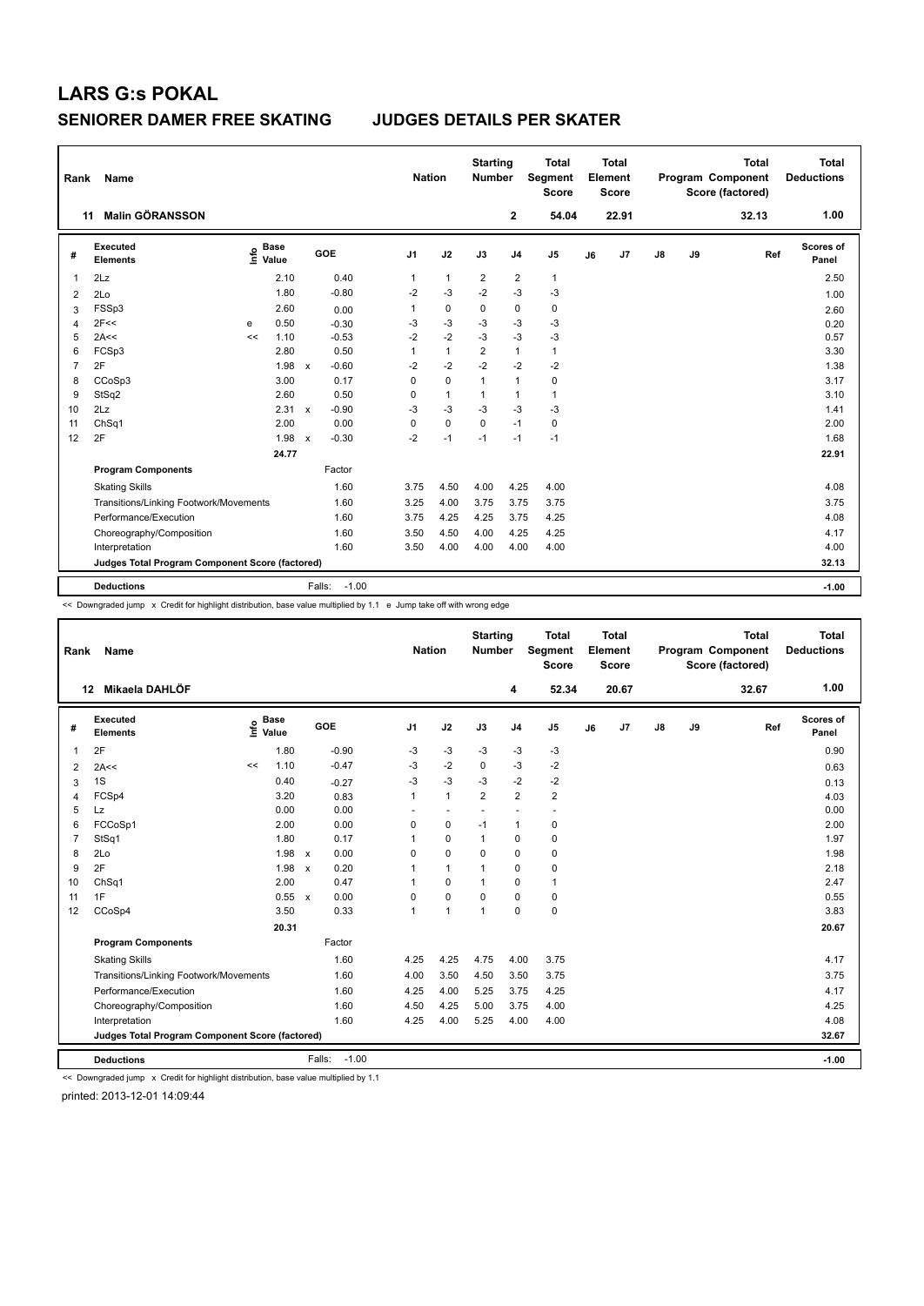# LARS G:s POKAL

## SENIORER DAMER FREE SKATING JUDGES DETAILS PER SKATER

| Rank | Name | Nation | Starting Number | Total Segment Score | Total Element Score | Total Program Component Score (factored) | Total Deductions |
|---|---|---|---|---|---|---|---|
| 11 | Malin GÖRANSSON | | 2 | 54.04 | 22.91 | 32.13 | 1.00 |

| # | Executed Elements | Info | Base Value | | GOE | J1 | J2 | J3 | J4 | J5 | J6 | J7 | J8 | J9 | Ref | Scores of Panel |
|---|---|---|---|---|---|---|---|---|---|---|---|---|---|---|---|---|
| 1 | 2Lz | | 2.10 | | 0.40 | 1 | 1 | 2 | 2 | 1 | | | | | | 2.50 |
| 2 | 2Lo | | 1.80 | | -0.80 | -2 | -3 | -2 | -3 | -3 | | | | | | 1.00 |
| 3 | FSSp3 | | 2.60 | | 0.00 | 1 | 0 | 0 | 0 | 0 | | | | | | 2.60 |
| 4 | 2F<< | e | 0.50 | | -0.30 | -3 | -3 | -3 | -3 | -3 | | | | | | 0.20 |
| 5 | 2A<< | << | 1.10 | | -0.53 | -2 | -2 | -3 | -3 | -3 | | | | | | 0.57 |
| 6 | FCSp3 | | 2.80 | | 0.50 | 1 | 1 | 2 | 1 | 1 | | | | | | 3.30 |
| 7 | 2F | | 1.98 | x | -0.60 | -2 | -2 | -2 | -2 | -2 | | | | | | 1.38 |
| 8 | CCoSp3 | | 3.00 | | 0.17 | 0 | 0 | 1 | 1 | 0 | | | | | | 3.17 |
| 9 | StSq2 | | 2.60 | | 0.50 | 0 | 1 | 1 | 1 | 1 | | | | | | 3.10 |
| 10 | 2Lz | | 2.31 | x | -0.90 | -3 | -3 | -3 | -3 | -3 | | | | | | 1.41 |
| 11 | ChSq1 | | 2.00 | | 0.00 | 0 | 0 | 0 | -1 | 0 | | | | | | 2.00 |
| 12 | 2F | | 1.98 | x | -0.30 | -2 | -1 | -1 | -1 | -1 | | | | | | 1.68 |
| | | | 24.77 | | | | | | | | | | | | | 22.91 |
| | **Program Components** | | | | Factor | | | | | | | | | | | |
| | Skating Skills | | | | 1.60 | 3.75 | 4.50 | 4.00 | 4.25 | 4.00 | | | | | | 4.08 |
| | Transitions/Linking Footwork/Movements | | | | 1.60 | 3.25 | 4.00 | 3.75 | 3.75 | 3.75 | | | | | | 3.75 |
| | Performance/Execution | | | | 1.60 | 3.75 | 4.25 | 4.25 | 3.75 | 4.25 | | | | | | 4.08 |
| | Choreography/Composition | | | | 1.60 | 3.50 | 4.50 | 4.00 | 4.25 | 4.25 | | | | | | 4.17 |
| | Interpretation | | | | 1.60 | 3.50 | 4.00 | 4.00 | 4.00 | 4.00 | | | | | | 4.00 |
| | **Judges Total Program Component Score (factored)** | | | | | | | | | | | | | | | 32.13 |
| | **Deductions** | | | | Falls: -1.00 | | | | | | | | | | | -1.00 |

<< Downgraded jump x Credit for highlight distribution, base value multiplied by 1.1 e Jump take off with wrong edge

| Rank | Name | Nation | Starting Number | Total Segment Score | Total Element Score | Total Program Component Score (factored) | Total Deductions |
|---|---|---|---|---|---|---|---|
| 12 | Mikaela DAHLÖF | | 4 | 52.34 | 20.67 | 32.67 | 1.00 |

| # | Executed Elements | Info | Base Value | | GOE | J1 | J2 | J3 | J4 | J5 | J6 | J7 | J8 | J9 | Ref | Scores of Panel |
|---|---|---|---|---|---|---|---|---|---|---|---|---|---|---|---|---|
| 1 | 2F | | 1.80 | | -0.90 | -3 | -3 | -3 | -3 | -3 | | | | | | 0.90 |
| 2 | 2A<< | << | 1.10 | | -0.47 | -3 | -2 | 0 | -3 | -2 | | | | | | 0.63 |
| 3 | 1S | | 0.40 | | -0.27 | -3 | -3 | -3 | -2 | -2 | | | | | | 0.13 |
| 4 | FCSp4 | | 3.20 | | 0.83 | 1 | 1 | 2 | 2 | 2 | | | | | | 4.03 |
| 5 | Lz | | 0.00 | | 0.00 | - | - | - | - | - | | | | | | 0.00 |
| 6 | FCCoSp1 | | 2.00 | | 0.00 | 0 | 0 | -1 | 1 | 0 | | | | | | 2.00 |
| 7 | StSq1 | | 1.80 | | 0.17 | 1 | 0 | 1 | 0 | 0 | | | | | | 1.97 |
| 8 | 2Lo | | 1.98 | x | 0.00 | 0 | 0 | 0 | 0 | 0 | | | | | | 1.98 |
| 9 | 2F | | 1.98 | x | 0.20 | 1 | 1 | 1 | 0 | 0 | | | | | | 2.18 |
| 10 | ChSq1 | | 2.00 | | 0.47 | 1 | 0 | 1 | 0 | 1 | | | | | | 2.47 |
| 11 | 1F | | 0.55 | x | 0.00 | 0 | 0 | 0 | 0 | 0 | | | | | | 0.55 |
| 12 | CCoSp4 | | 3.50 | | 0.33 | 1 | 1 | 1 | 0 | 0 | | | | | | 3.83 |
| | | | 20.31 | | | | | | | | | | | | | 20.67 |
| | **Program Components** | | | | Factor | | | | | | | | | | | |
| | Skating Skills | | | | 1.60 | 4.25 | 4.25 | 4.75 | 4.00 | 3.75 | | | | | | 4.17 |
| | Transitions/Linking Footwork/Movements | | | | 1.60 | 4.00 | 3.50 | 4.50 | 3.50 | 3.75 | | | | | | 3.75 |
| | Performance/Execution | | | | 1.60 | 4.25 | 4.00 | 5.25 | 3.75 | 4.25 | | | | | | 4.17 |
| | Choreography/Composition | | | | 1.60 | 4.50 | 4.25 | 5.00 | 3.75 | 4.00 | | | | | | 4.25 |
| | Interpretation | | | | 1.60 | 4.25 | 4.00 | 5.25 | 4.00 | 4.00 | | | | | | 4.08 |
| | **Judges Total Program Component Score (factored)** | | | | | | | | | | | | | | | 32.67 |
| | **Deductions** | | | | Falls: -1.00 | | | | | | | | | | | -1.00 |

<< Downgraded jump x Credit for highlight distribution, base value multiplied by 1.1

printed: 2013-12-01 14:09:44